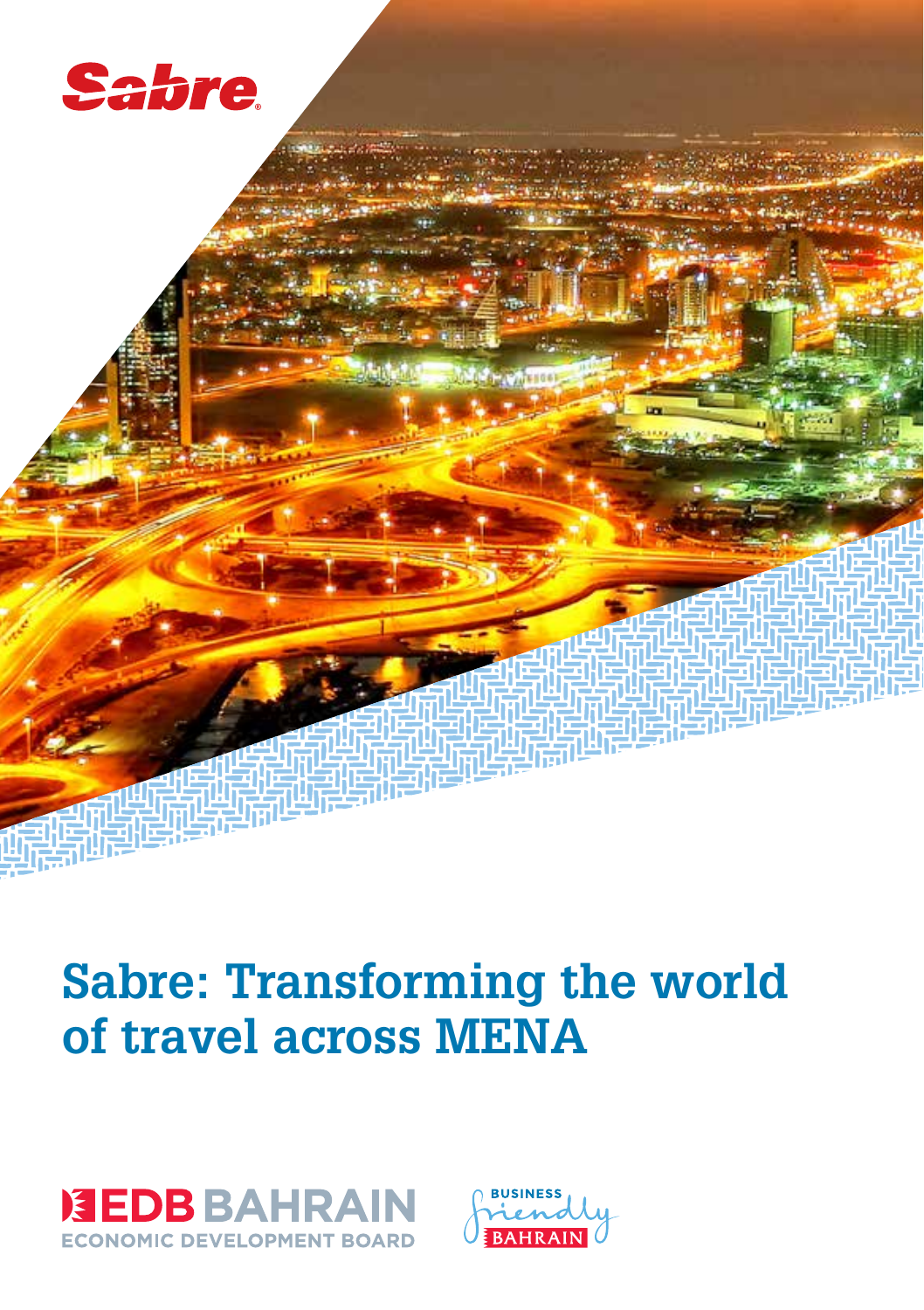Sabre

# Sabre: Transforming the world of travel across MENA

EDB BAHRAIN
ECONOMIC DEVELOPMENT BOARD

BUSINESS friendly BAHRAIN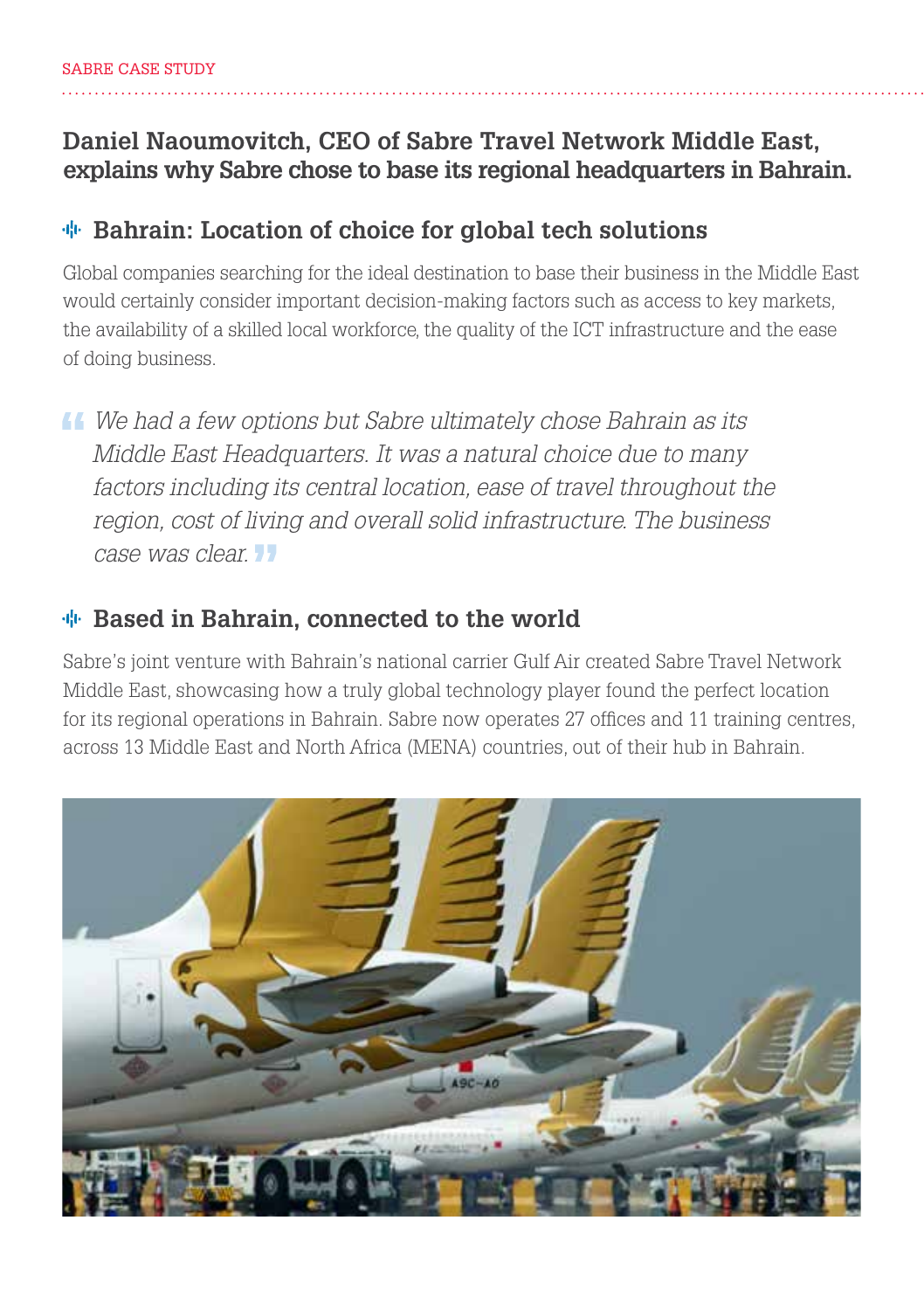**Daniel Naoumovitch, CEO of Sabre Travel Network Middle East, explains why Sabre chose to base its regional headquarters in Bahrain.**

## Bahrain: Location of choice for global tech solutions

Global companies searching for the ideal destination to base their business in the Middle East would certainly consider important decision-making factors such as access to key markets, the availability of a skilled local workforce, the quality of the ICT infrastructure and the ease of doing business.

> *We had a few options but Sabre ultimately chose Bahrain as its Middle East Headquarters. It was a natural choice due to many factors including its central location, ease of travel throughout the region, cost of living and overall solid infrastructure. The business case was clear.*

## Based in Bahrain, connected to the world

Sabre's joint venture with Bahrain's national carrier Gulf Air created Sabre Travel Network Middle East, showcasing how a truly global technology player found the perfect location for its regional operations in Bahrain. Sabre now operates 27 offices and 11 training centres, across 13 Middle East and North Africa (MENA) countries, out of their hub in Bahrain.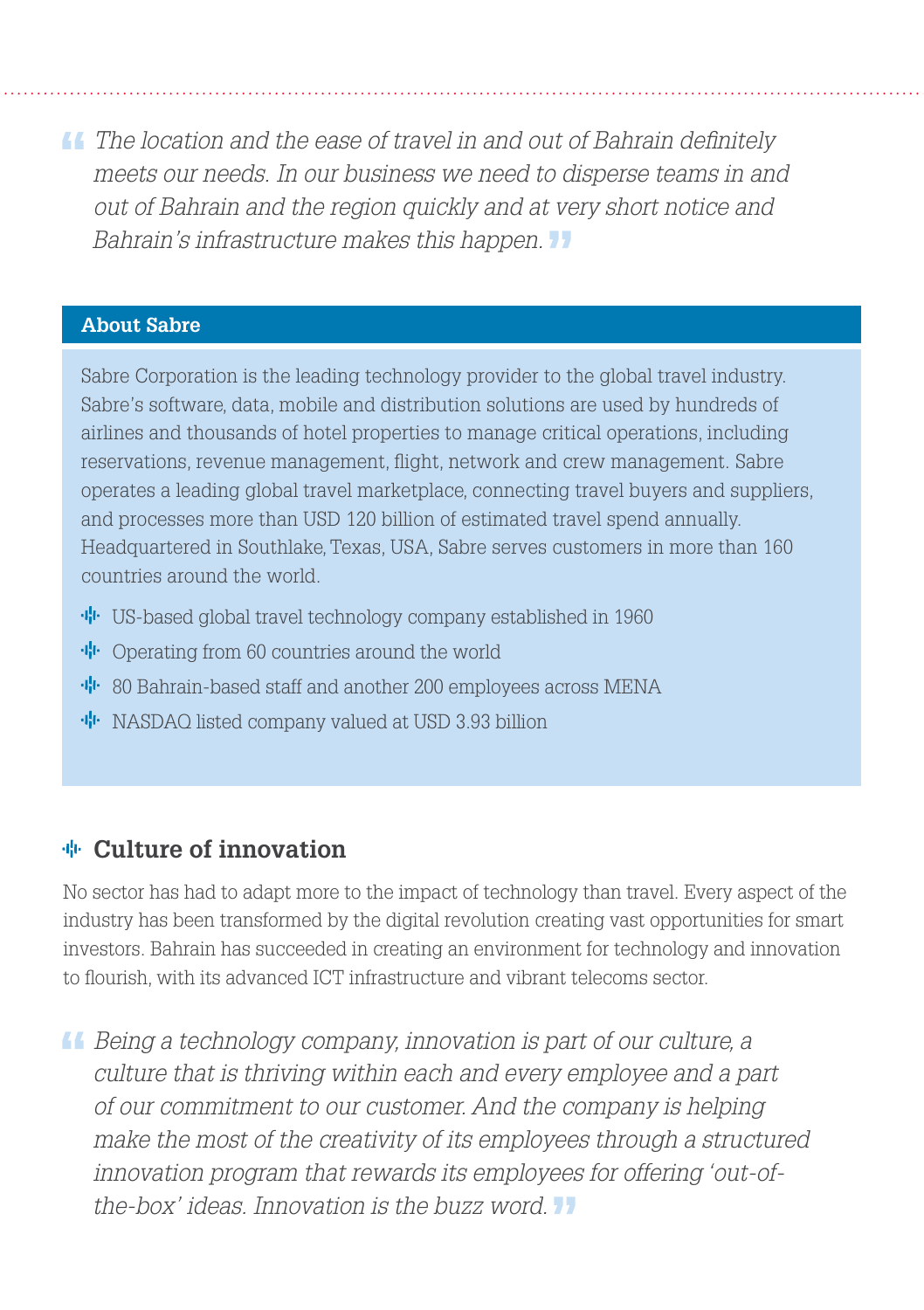*"The location and the ease of travel in and out of Bahrain definitely meets our needs. In our business we need to disperse teams in and out of Bahrain and the region quickly and at very short notice and Bahrain's infrastructure makes this happen."*

### About Sabre

Sabre Corporation is the leading technology provider to the global travel industry. Sabre's software, data, mobile and distribution solutions are used by hundreds of airlines and thousands of hotel properties to manage critical operations, including reservations, revenue management, flight, network and crew management. Sabre operates a leading global travel marketplace, connecting travel buyers and suppliers, and processes more than USD 120 billion of estimated travel spend annually. Headquartered in Southlake, Texas, USA, Sabre serves customers in more than 160 countries around the world.

- US-based global travel technology company established in 1960
- Operating from 60 countries around the world
- 80 Bahrain-based staff and another 200 employees across MENA
- NASDAQ listed company valued at USD 3.93 billion

## Culture of innovation

No sector has had to adapt more to the impact of technology than travel. Every aspect of the industry has been transformed by the digital revolution creating vast opportunities for smart investors. Bahrain has succeeded in creating an environment for technology and innovation to flourish, with its advanced ICT infrastructure and vibrant telecoms sector.

*"Being a technology company, innovation is part of our culture, a culture that is thriving within each and every employee and a part of our commitment to our customer. And the company is helping make the most of the creativity of its employees through a structured innovation program that rewards its employees for offering 'out-of-the-box' ideas. Innovation is the buzz word."*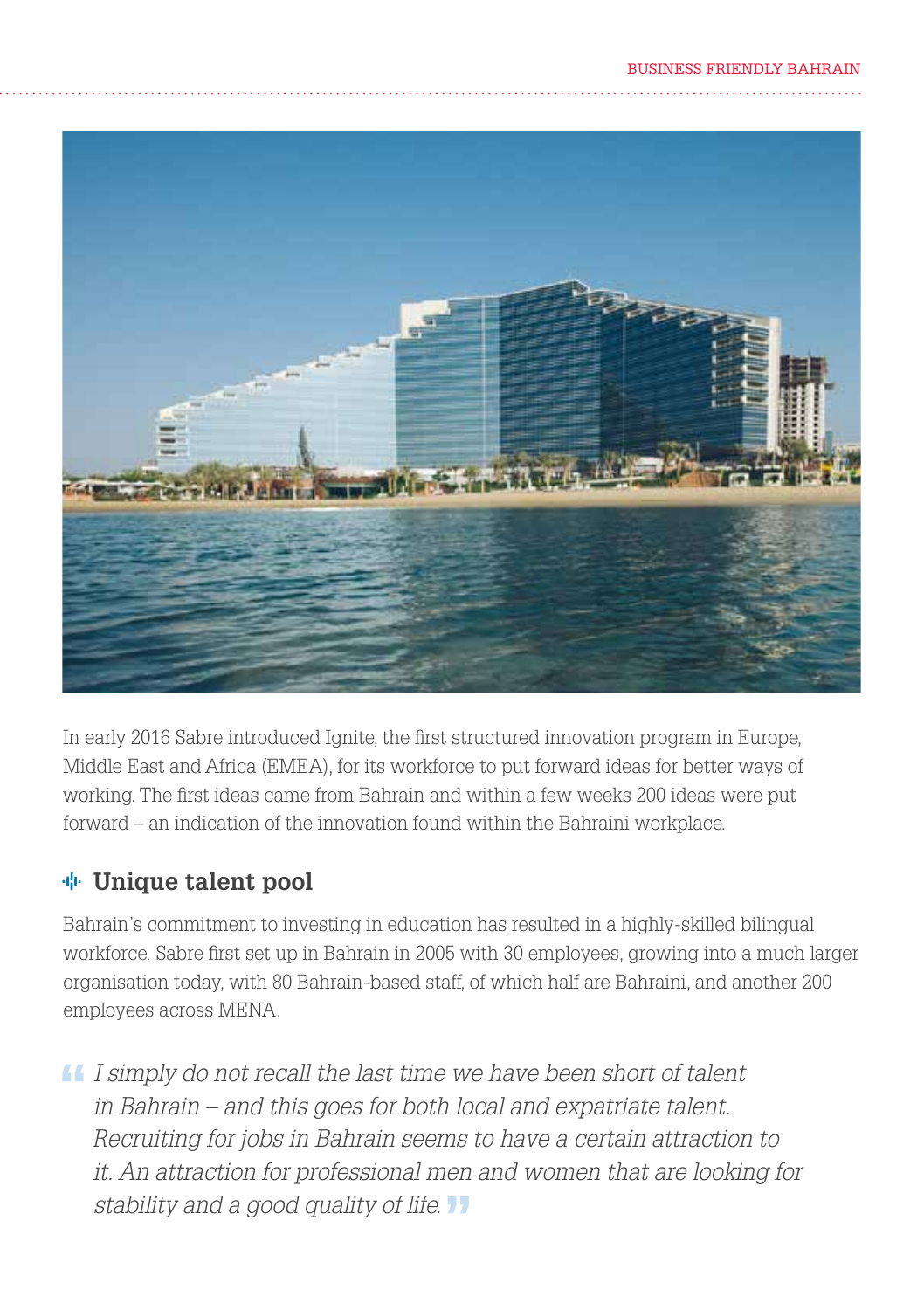In early 2016 Sabre introduced Ignite, the first structured innovation program in Europe, Middle East and Africa (EMEA), for its workforce to put forward ideas for better ways of working. The first ideas came from Bahrain and within a few weeks 200 ideas were put forward – an indication of the innovation found within the Bahraini workplace.

## Unique talent pool

Bahrain's commitment to investing in education has resulted in a highly-skilled bilingual workforce. Sabre first set up in Bahrain in 2005 with 30 employees, growing into a much larger organisation today, with 80 Bahrain-based staff, of which half are Bahraini, and another 200 employees across MENA.

> *"I simply do not recall the last time we have been short of talent in Bahrain – and this goes for both local and expatriate talent. Recruiting for jobs in Bahrain seems to have a certain attraction to it. An attraction for professional men and women that are looking for stability and a good quality of life."*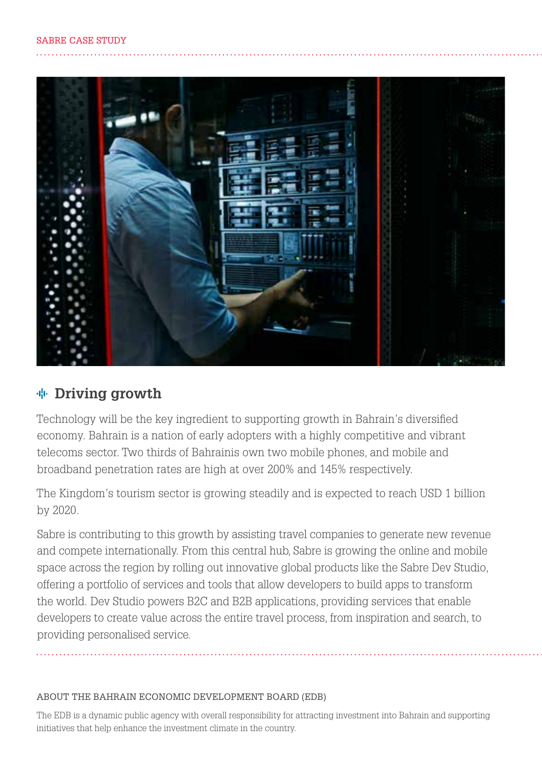## Driving growth

Technology will be the key ingredient to supporting growth in Bahrain's diversified economy. Bahrain is a nation of early adopters with a highly competitive and vibrant telecoms sector. Two thirds of Bahrainis own two mobile phones, and mobile and broadband penetration rates are high at over 200% and 145% respectively.

The Kingdom's tourism sector is growing steadily and is expected to reach USD 1 billion by 2020.

Sabre is contributing to this growth by assisting travel companies to generate new revenue and compete internationally. From this central hub, Sabre is growing the online and mobile space across the region by rolling out innovative global products like the Sabre Dev Studio, offering a portfolio of services and tools that allow developers to build apps to transform the world. Dev Studio powers B2C and B2B applications, providing services that enable developers to create value across the entire travel process, from inspiration and search, to providing personalised service.

ABOUT THE BAHRAIN ECONOMIC DEVELOPMENT BOARD (EDB)

The EDB is a dynamic public agency with overall responsibility for attracting investment into Bahrain and supporting initiatives that help enhance the investment climate in the country.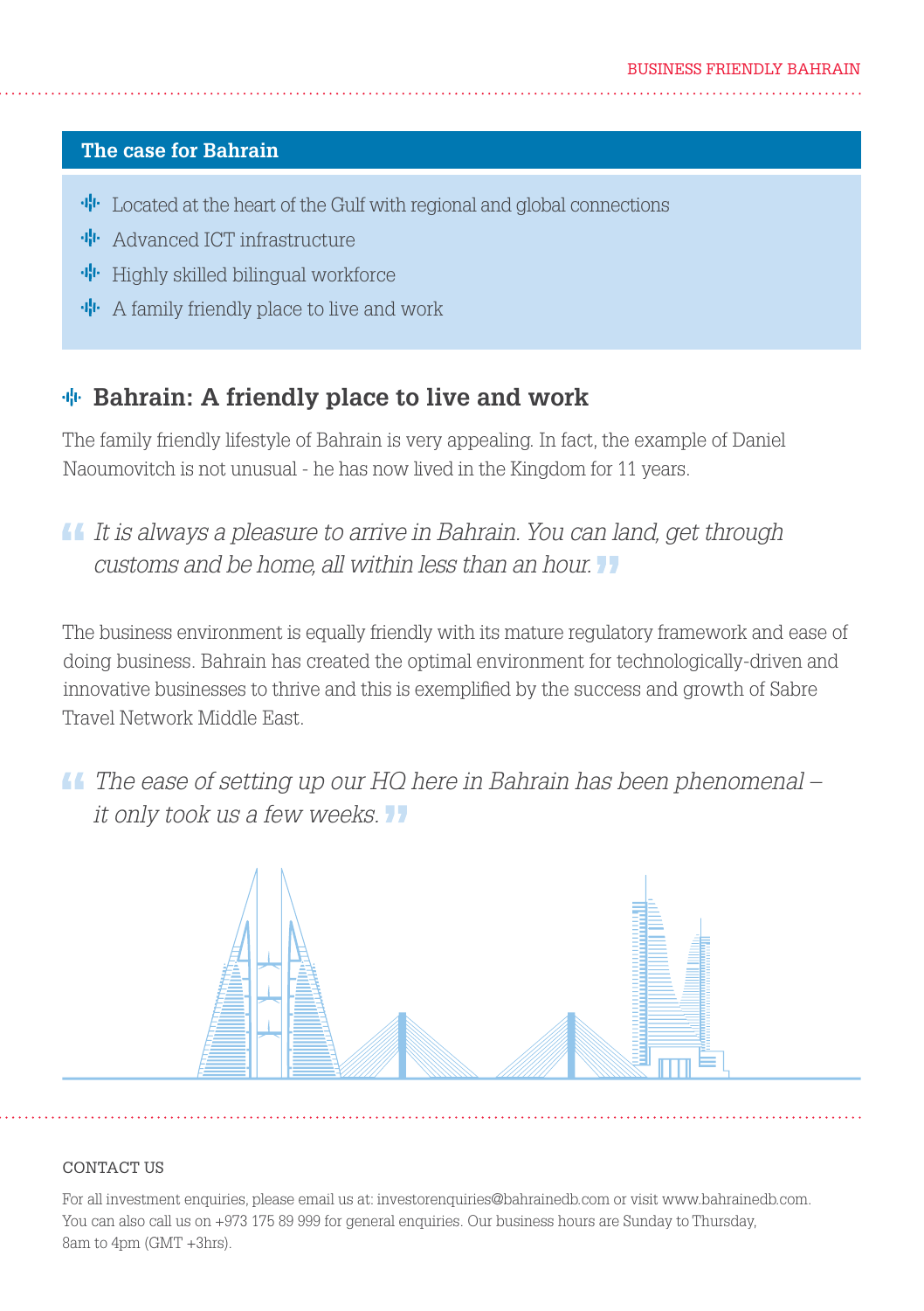## The case for Bahrain

- Located at the heart of the Gulf with regional and global connections
- Advanced ICT infrastructure
- Highly skilled bilingual workforce
- A family friendly place to live and work

## Bahrain: A friendly place to live and work

The family friendly lifestyle of Bahrain is very appealing. In fact, the example of Daniel Naoumovitch is not unusual - he has now lived in the Kingdom for 11 years.

> *It is always a pleasure to arrive in Bahrain. You can land, get through customs and be home, all within less than an hour.*

The business environment is equally friendly with its mature regulatory framework and ease of doing business. Bahrain has created the optimal environment for technologically-driven and innovative businesses to thrive and this is exemplified by the success and growth of Sabre Travel Network Middle East.

> *The ease of setting up our HQ here in Bahrain has been phenomenal – it only took us a few weeks.*

CONTACT US

For all investment enquiries, please email us at: investorenquiries@bahrainedb.com or visit www.bahrainedb.com. You can also call us on +973 175 89 999 for general enquiries. Our business hours are Sunday to Thursday, 8am to 4pm (GMT +3hrs).